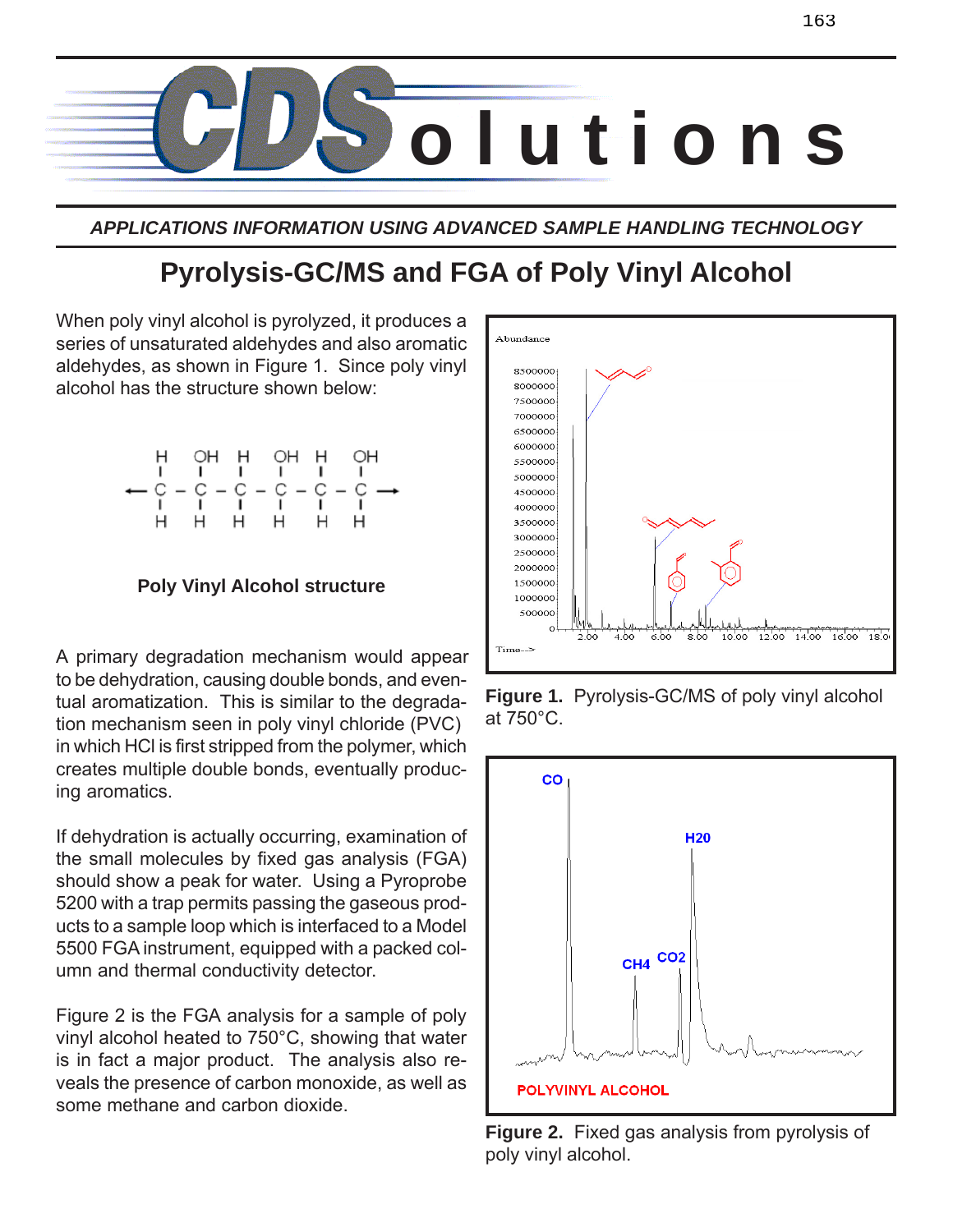# CDS Solutions

*APPLICATIONS INFORMATION USING ADVANCED SAMPLE HANDLING TECHNOLOGY*

## Pyrolysis-GC/MS and FGA of Poly Vinyl Alcohol

When poly vinyl alcohol is pyrolyzed, it produces a series of unsaturated aldehydes and also aromatic aldehydes, as shown in Figure 1. Since poly vinyl alcohol has the structure shown below:

**Poly Vinyl Alcohol structure**

A primary degradation mechanism would appear to be dehydration, causing double bonds, and eventual aromatization. This is similar to the degradation mechanism seen in poly vinyl chloride (PVC) in which HCl is first stripped from the polymer, which creates multiple double bonds, eventually producing aromatics.

If dehydration is actually occurring, examination of the small molecules by fixed gas analysis (FGA) should show a peak for water. Using a Pyroprobe 5200 with a trap permits passing the gaseous products to a sample loop which is interfaced to a Model 5500 FGA instrument, equipped with a packed column and thermal conductivity detector.

Figure 2 is the FGA analysis for a sample of poly vinyl alcohol heated to 750°C, showing that water is in fact a major product. The analysis also reveals the presence of carbon monoxide, as well as some methane and carbon dioxide.

**Figure 1.** Pyrolysis-GC/MS of poly vinyl alcohol at 750°C.

**Figure 2.** Fixed gas analysis from pyrolysis of poly vinyl alcohol.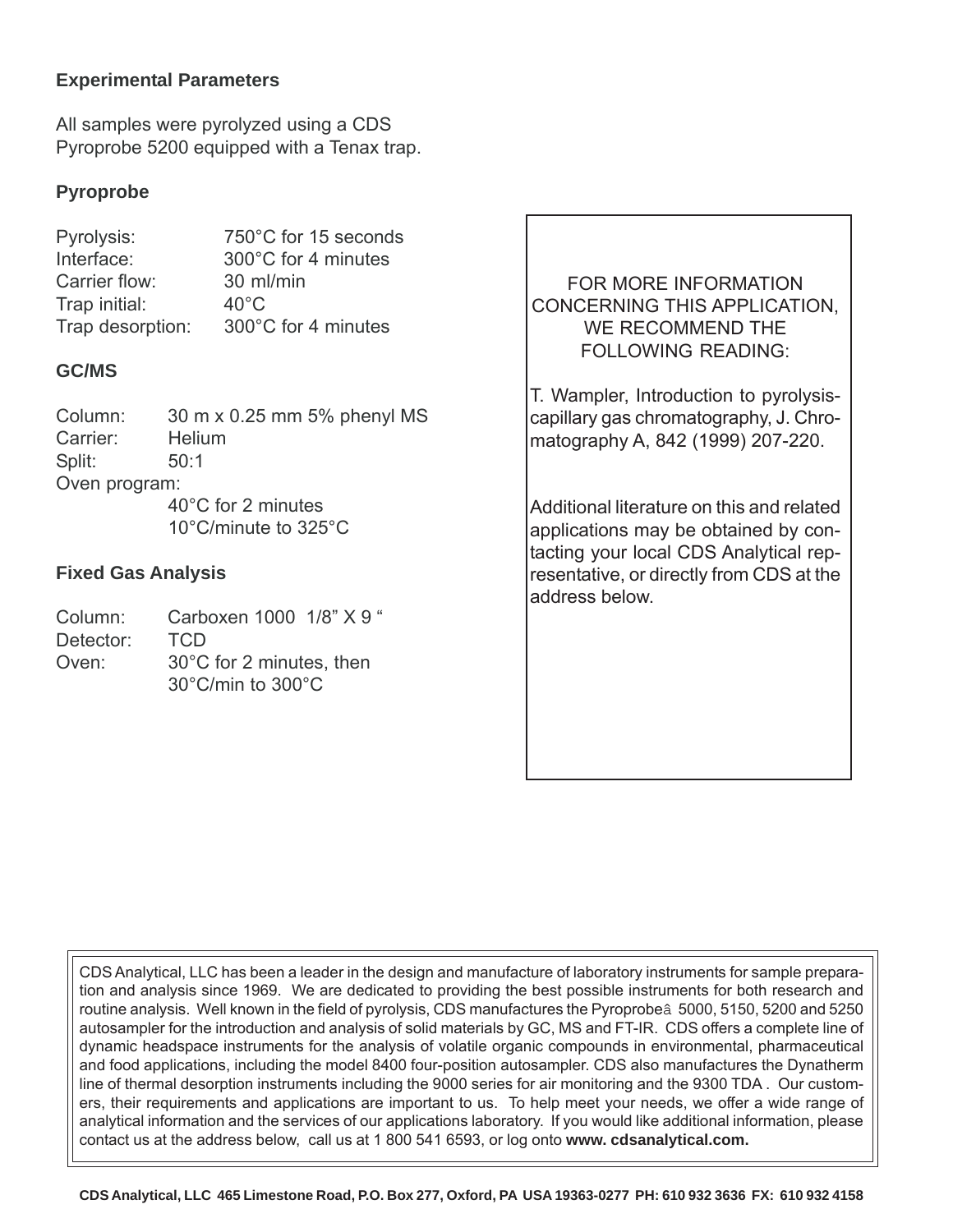### Experimental Parameters

All samples were pyrolyzed using a CDS Pyroprobe 5200 equipped with a Tenax trap.

### Pyroprobe

| | |
|---|---|
| Pyrolysis: | 750°C for 15 seconds |
| Interface: | 300°C for 4 minutes |
| Carrier flow: | 30 ml/min |
| Trap initial: | 40°C |
| Trap desorption: | 300°C for 4 minutes |

### GC/MS

| | |
|---|---|
| Column: | 30 m x 0.25 mm 5% phenyl MS |
| Carrier: | Helium |
| Split: | 50:1 |
| Oven program: | |
| | 40°C for 2 minutes |
| | 10°C/minute to 325°C |

### Fixed Gas Analysis

| | |
|---|---|
| Column: | Carboxen 1000 1/8” X 9 “ |
| Detector: | TCD |
| Oven: | 30°C for 2 minutes, then |
| | 30°C/min to 300°C |

FOR MORE INFORMATION CONCERNING THIS APPLICATION, WE RECOMMEND THE FOLLOWING READING:

T. Wampler, Introduction to pyrolysis-capillary gas chromatography, J. Chromatography A, 842 (1999) 207-220.

Additional literature on this and related applications may be obtained by contacting your local CDS Analytical representative, or directly from CDS at the address below.

CDS Analytical, LLC has been a leader in the design and manufacture of laboratory instruments for sample preparation and analysis since 1969. We are dedicated to providing the best possible instruments for both research and routine analysis. Well known in the field of pyrolysis, CDS manufactures the Pyroprobeâ 5000, 5150, 5200 and 5250 autosampler for the introduction and analysis of solid materials by GC, MS and FT-IR. CDS offers a complete line of dynamic headspace instruments for the analysis of volatile organic compounds in environmental, pharmaceutical and food applications, including the model 8400 four-position autosampler. CDS also manufactures the Dynatherm line of thermal desorption instruments including the 9000 series for air monitoring and the 9300 TDA . Our customers, their requirements and applications are important to us. To help meet your needs, we offer a wide range of analytical information and the services of our applications laboratory. If you would like additional information, please contact us at the address below, call us at 1 800 541 6593, or log onto **www. cdsanalytical.com.**

**CDS Analytical, LLC 465 Limestone Road, P.O. Box 277, Oxford, PA USA 19363-0277 PH: 610 932 3636 FX: 610 932 4158**